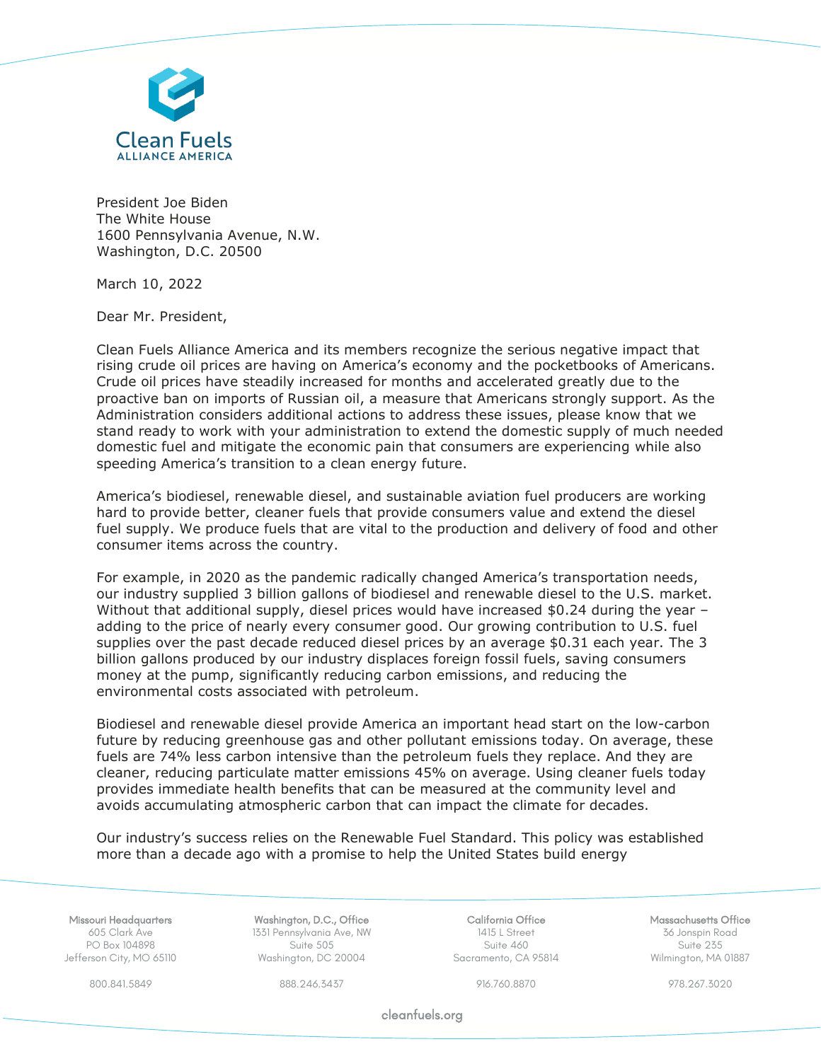Clean Fuels
ALLIANCE AMERICA

President Joe Biden
The White House
1600 Pennsylvania Avenue, N.W.
Washington, D.C. 20500

March 10, 2022

Dear Mr. President,

Clean Fuels Alliance America and its members recognize the serious negative impact that rising crude oil prices are having on America's economy and the pocketbooks of Americans. Crude oil prices have steadily increased for months and accelerated greatly due to the proactive ban on imports of Russian oil, a measure that Americans strongly support. As the Administration considers additional actions to address these issues, please know that we stand ready to work with your administration to extend the domestic supply of much needed domestic fuel and mitigate the economic pain that consumers are experiencing while also speeding America's transition to a clean energy future.

America's biodiesel, renewable diesel, and sustainable aviation fuel producers are working hard to provide better, cleaner fuels that provide consumers value and extend the diesel fuel supply. We produce fuels that are vital to the production and delivery of food and other consumer items across the country.

For example, in 2020 as the pandemic radically changed America's transportation needs, our industry supplied 3 billion gallons of biodiesel and renewable diesel to the U.S. market. Without that additional supply, diesel prices would have increased $0.24 during the year – adding to the price of nearly every consumer good. Our growing contribution to U.S. fuel supplies over the past decade reduced diesel prices by an average $0.31 each year. The 3 billion gallons produced by our industry displaces foreign fossil fuels, saving consumers money at the pump, significantly reducing carbon emissions, and reducing the environmental costs associated with petroleum.

Biodiesel and renewable diesel provide America an important head start on the low-carbon future by reducing greenhouse gas and other pollutant emissions today. On average, these fuels are 74% less carbon intensive than the petroleum fuels they replace. And they are cleaner, reducing particulate matter emissions 45% on average. Using cleaner fuels today provides immediate health benefits that can be measured at the community level and avoids accumulating atmospheric carbon that can impact the climate for decades.

Our industry's success relies on the Renewable Fuel Standard. This policy was established more than a decade ago with a promise to help the United States build energy

Missouri Headquarters
605 Clark Ave
PO Box 104898
Jefferson City, MO 65110
800.841.5849

Washington, D.C., Office
1331 Pennsylvania Ave, NW
Suite 505
Washington, DC 20004
888.246.3437

California Office
1415 L Street
Suite 460
Sacramento, CA 95814
916.760.8870

Massachusetts Office
36 Jonspin Road
Suite 235
Wilmington, MA 01887
978.267.3020

cleanfuels.org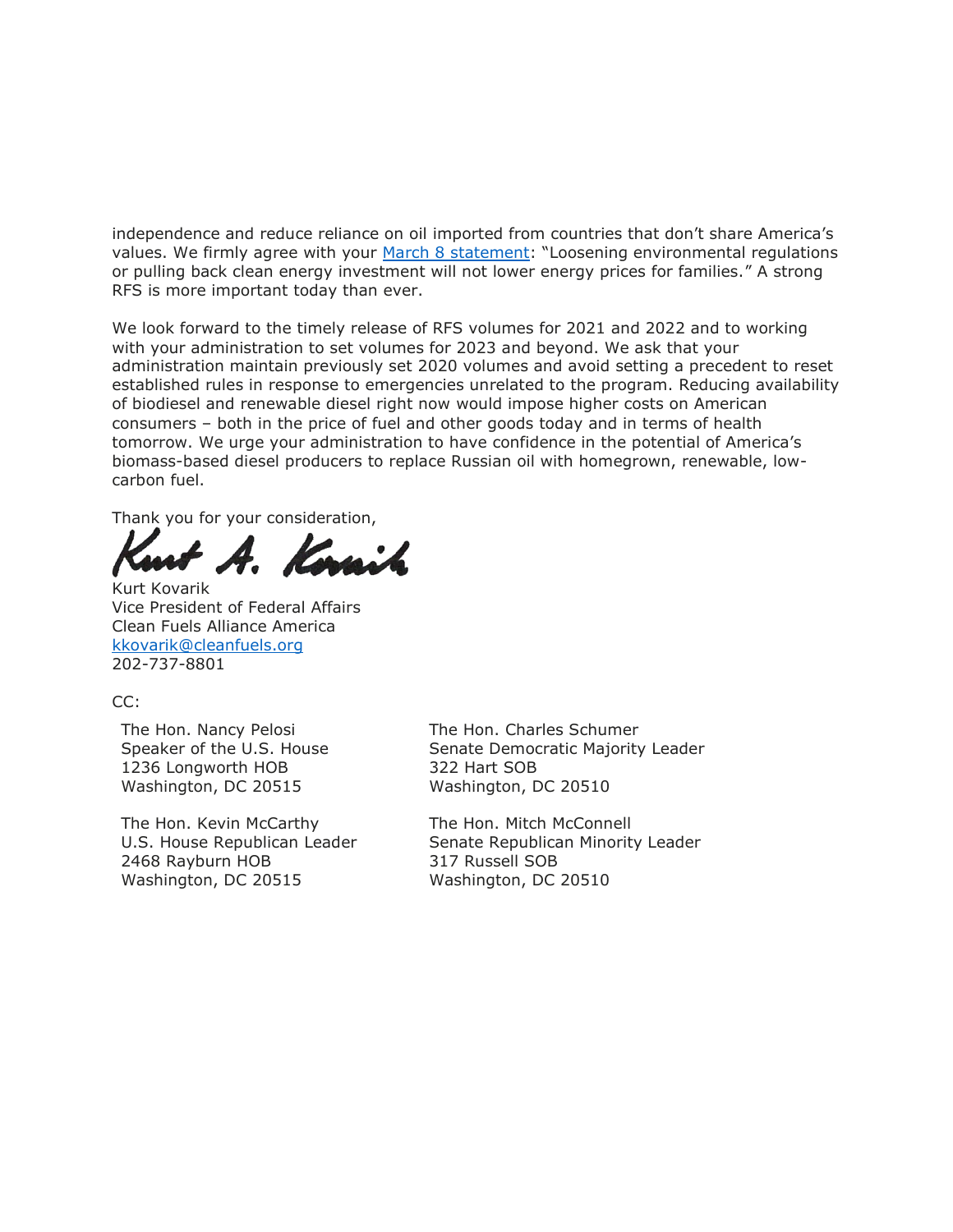independence and reduce reliance on oil imported from countries that don't share America's values. We firmly agree with your [March 8 statement](): "Loosening environmental regulations or pulling back clean energy investment will not lower energy prices for families." A strong RFS is more important today than ever.

We look forward to the timely release of RFS volumes for 2021 and 2022 and to working with your administration to set volumes for 2023 and beyond. We ask that your administration maintain previously set 2020 volumes and avoid setting a precedent to reset established rules in response to emergencies unrelated to the program. Reducing availability of biodiesel and renewable diesel right now would impose higher costs on American consumers – both in the price of fuel and other goods today and in terms of health tomorrow. We urge your administration to have confidence in the potential of America's biomass-based diesel producers to replace Russian oil with homegrown, renewable, low-carbon fuel.

Thank you for your consideration,

Kurt A. Kovarik

Kurt Kovarik
Vice President of Federal Affairs
Clean Fuels Alliance America
kkovarik@cleanfuels.org
202-737-8801

CC:

The Hon. Nancy Pelosi
Speaker of the U.S. House
1236 Longworth HOB
Washington, DC 20515

The Hon. Charles Schumer
Senate Democratic Majority Leader
322 Hart SOB
Washington, DC 20510

The Hon. Kevin McCarthy
U.S. House Republican Leader
2468 Rayburn HOB
Washington, DC 20515

The Hon. Mitch McConnell
Senate Republican Minority Leader
317 Russell SOB
Washington, DC 20510